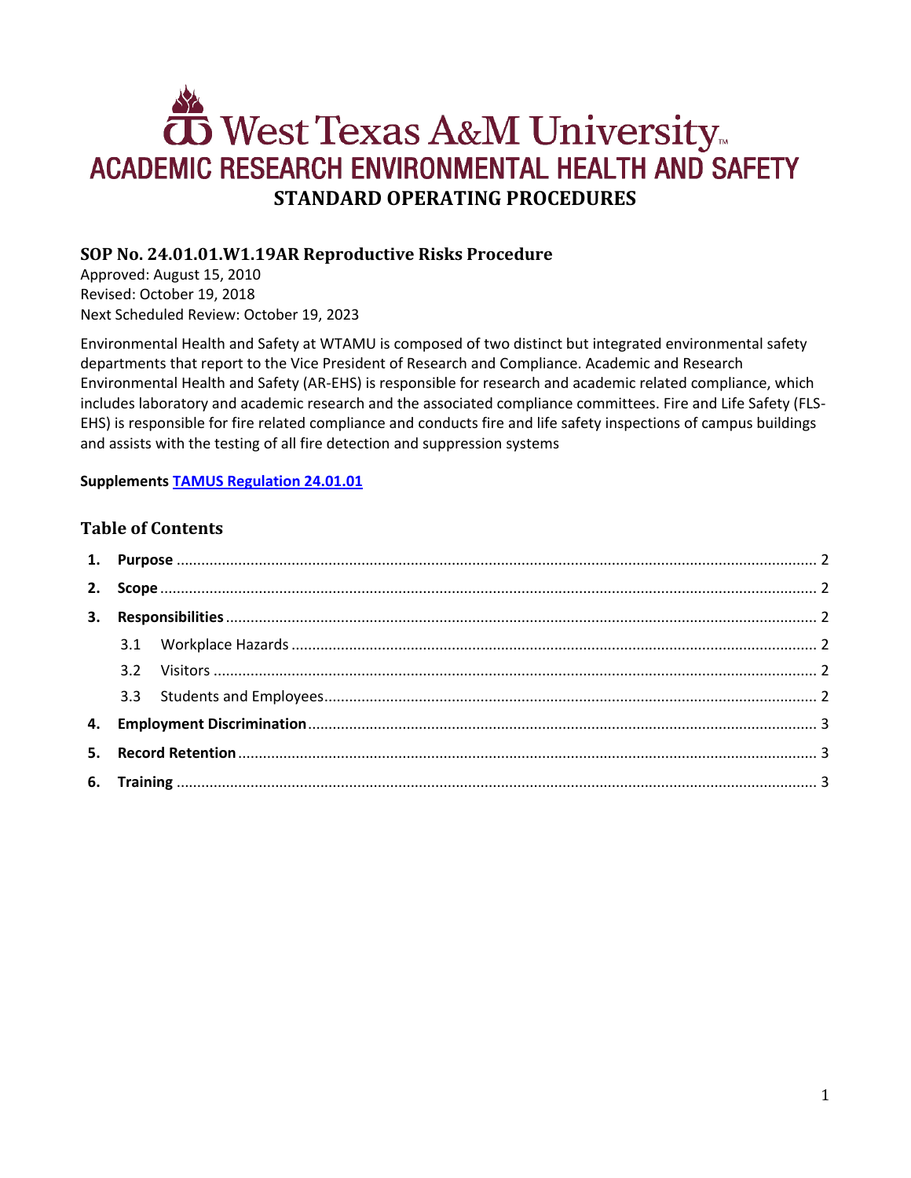# West Texas A&M University

## ACADEMIC RESEARCH ENVIRONMENTAL HEALTH AND SAFETY

## STANDARD OPERATING PROCEDURES

### SOP No. 24.01.01.W1.19AR Reproductive Risks Procedure

Approved: August 15, 2010
Revised: October 19, 2018
Next Scheduled Review: October 19, 2023

Environmental Health and Safety at WTAMU is composed of two distinct but integrated environmental safety departments that report to the Vice President of Research and Compliance. Academic and Research Environmental Health and Safety (AR-EHS) is responsible for research and academic related compliance, which includes laboratory and academic research and the associated compliance committees. Fire and Life Safety (FLS-EHS) is responsible for fire related compliance and conducts fire and life safety inspections of campus buildings and assists with the testing of all fire detection and suppression systems

**Supplements TAMUS Regulation 24.01.01**

### Table of Contents

1. **Purpose** .......... 2
2. **Scope** .......... 2
3. **Responsibilities** .......... 2
   - 3.1 Workplace Hazards .......... 2
   - 3.2 Visitors .......... 2
   - 3.3 Students and Employees .......... 2
4. **Employment Discrimination** .......... 3
5. **Record Retention** .......... 3
6. **Training** .......... 3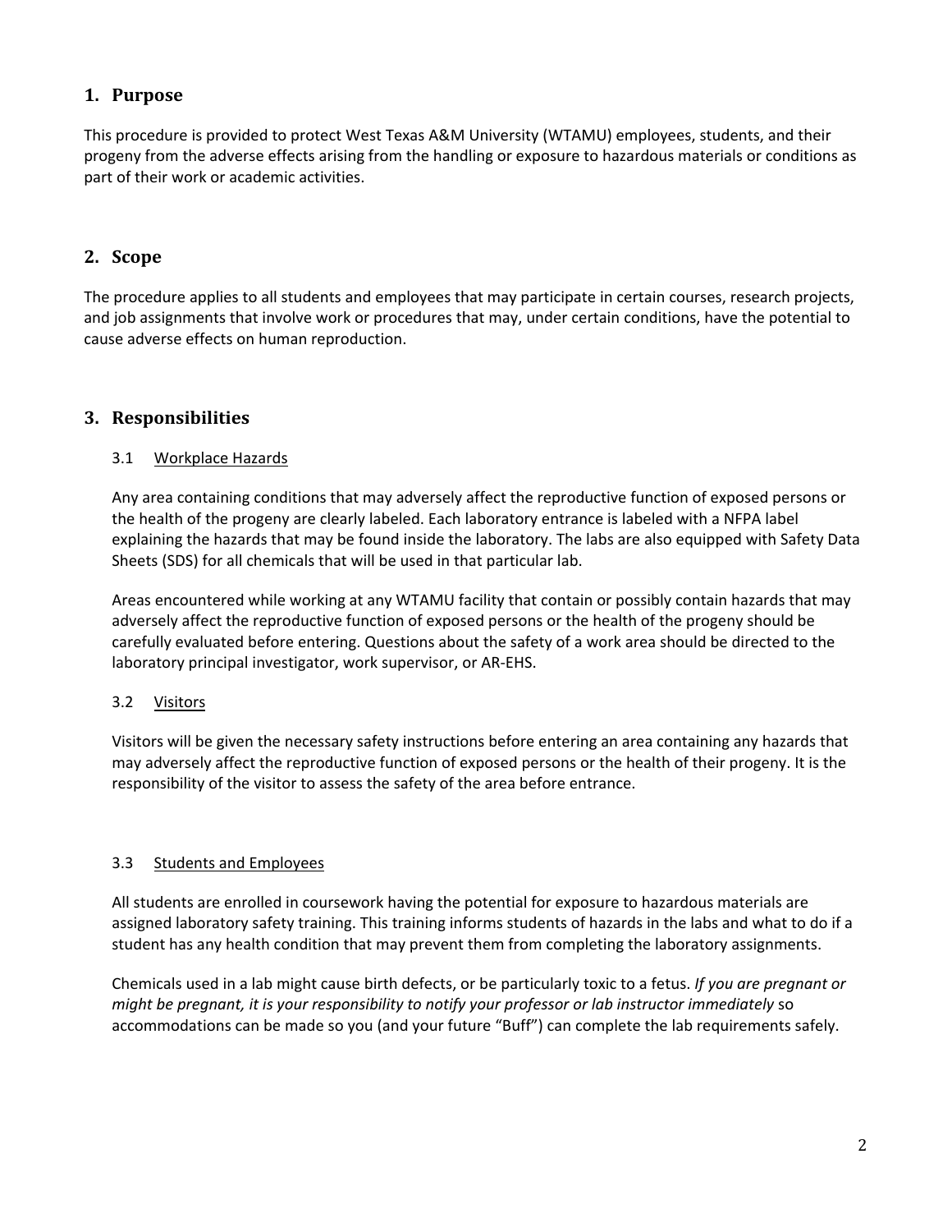## 1. Purpose

This procedure is provided to protect West Texas A&M University (WTAMU) employees, students, and their progeny from the adverse effects arising from the handling or exposure to hazardous materials or conditions as part of their work or academic activities.

## 2. Scope

The procedure applies to all students and employees that may participate in certain courses, research projects, and job assignments that involve work or procedures that may, under certain conditions, have the potential to cause adverse effects on human reproduction.

## 3. Responsibilities

### 3.1 Workplace Hazards

Any area containing conditions that may adversely affect the reproductive function of exposed persons or the health of the progeny are clearly labeled. Each laboratory entrance is labeled with a NFPA label explaining the hazards that may be found inside the laboratory. The labs are also equipped with Safety Data Sheets (SDS) for all chemicals that will be used in that particular lab.

Areas encountered while working at any WTAMU facility that contain or possibly contain hazards that may adversely affect the reproductive function of exposed persons or the health of the progeny should be carefully evaluated before entering. Questions about the safety of a work area should be directed to the laboratory principal investigator, work supervisor, or AR-EHS.

### 3.2 Visitors

Visitors will be given the necessary safety instructions before entering an area containing any hazards that may adversely affect the reproductive function of exposed persons or the health of their progeny. It is the responsibility of the visitor to assess the safety of the area before entrance.

### 3.3 Students and Employees

All students are enrolled in coursework having the potential for exposure to hazardous materials are assigned laboratory safety training. This training informs students of hazards in the labs and what to do if a student has any health condition that may prevent them from completing the laboratory assignments.

Chemicals used in a lab might cause birth defects, or be particularly toxic to a fetus. *If you are pregnant or might be pregnant, it is your responsibility to notify your professor or lab instructor immediately* so accommodations can be made so you (and your future "Buff") can complete the lab requirements safely.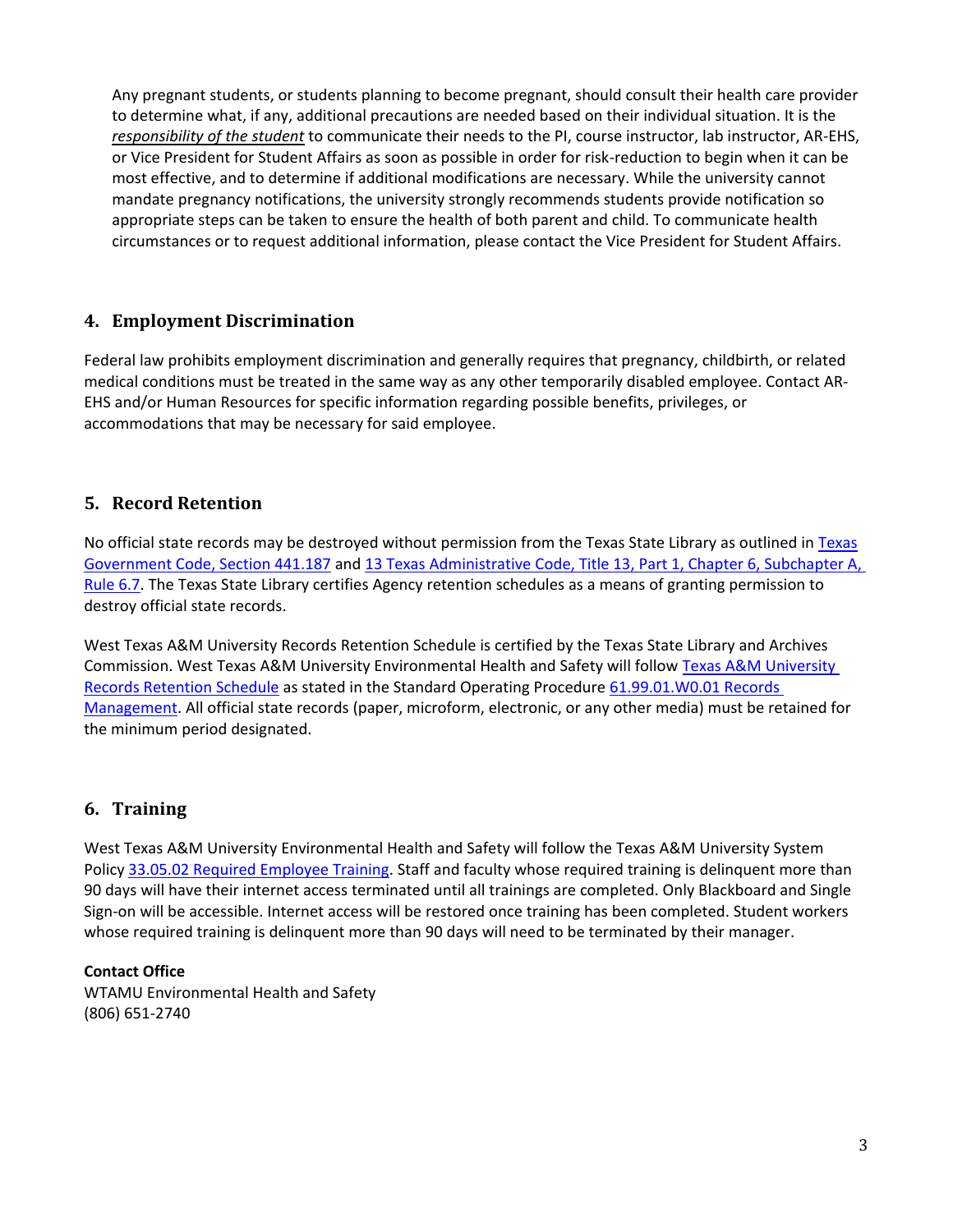Any pregnant students, or students planning to become pregnant, should consult their health care provider to determine what, if any, additional precautions are needed based on their individual situation. It is the *responsibility of the student* to communicate their needs to the PI, course instructor, lab instructor, AR-EHS, or Vice President for Student Affairs as soon as possible in order for risk-reduction to begin when it can be most effective, and to determine if additional modifications are necessary. While the university cannot mandate pregnancy notifications, the university strongly recommends students provide notification so appropriate steps can be taken to ensure the health of both parent and child. To communicate health circumstances or to request additional information, please contact the Vice President for Student Affairs.

## 4. Employment Discrimination

Federal law prohibits employment discrimination and generally requires that pregnancy, childbirth, or related medical conditions must be treated in the same way as any other temporarily disabled employee. Contact AR-EHS and/or Human Resources for specific information regarding possible benefits, privileges, or accommodations that may be necessary for said employee.

## 5. Record Retention

No official state records may be destroyed without permission from the Texas State Library as outlined in Texas Government Code, Section 441.187 and 13 Texas Administrative Code, Title 13, Part 1, Chapter 6, Subchapter A, Rule 6.7. The Texas State Library certifies Agency retention schedules as a means of granting permission to destroy official state records.

West Texas A&M University Records Retention Schedule is certified by the Texas State Library and Archives Commission. West Texas A&M University Environmental Health and Safety will follow Texas A&M University Records Retention Schedule as stated in the Standard Operating Procedure 61.99.01.W0.01 Records Management. All official state records (paper, microform, electronic, or any other media) must be retained for the minimum period designated.

## 6. Training

West Texas A&M University Environmental Health and Safety will follow the Texas A&M University System Policy 33.05.02 Required Employee Training. Staff and faculty whose required training is delinquent more than 90 days will have their internet access terminated until all trainings are completed. Only Blackboard and Single Sign-on will be accessible. Internet access will be restored once training has been completed. Student workers whose required training is delinquent more than 90 days will need to be terminated by their manager.

**Contact Office**
WTAMU Environmental Health and Safety
(806) 651-2740